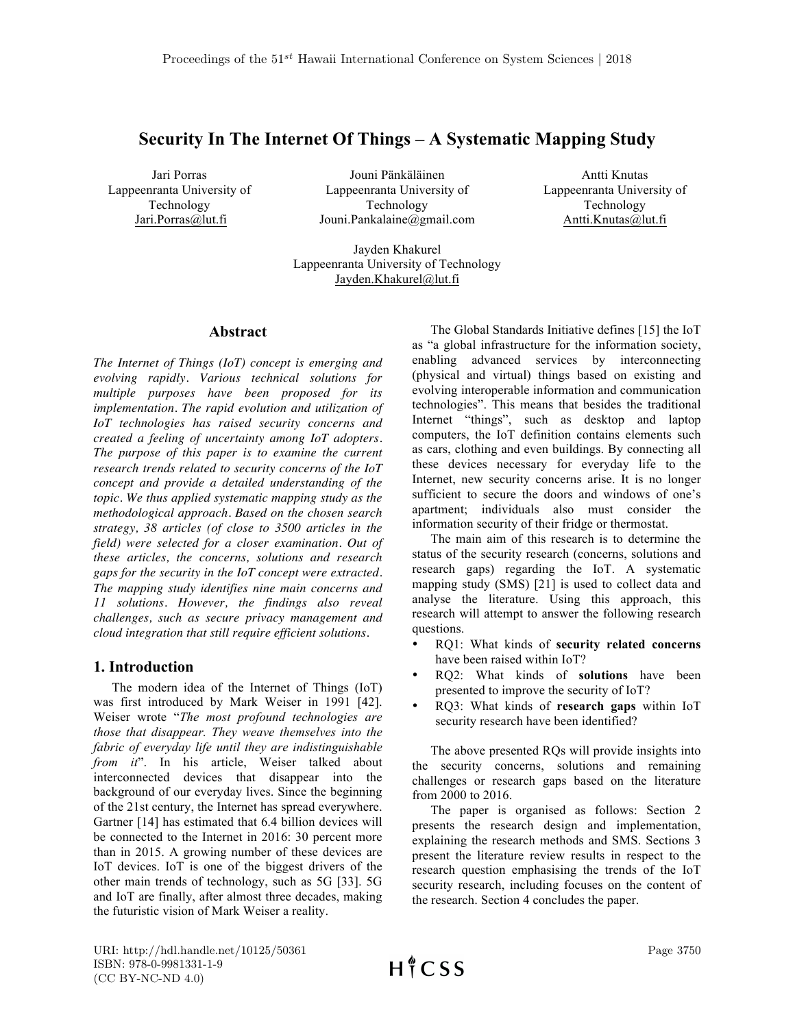# Security In The Internet Of Things – A Systematic Mapping Study

Jari Porras
Lappeenranta University of Technology
Jari.Porras@lut.fi

Jouni Pänkäläinen
Lappeenranta University of Technology
Jouni.Pankalaine@gmail.com

Antti Knutas
Lappeenranta University of Technology
Antti.Knutas@lut.fi

Jayden Khakurel
Lappeenranta University of Technology
Jayden.Khakurel@lut.fi

## Abstract

*The Internet of Things (IoT) concept is emerging and evolving rapidly. Various technical solutions for multiple purposes have been proposed for its implementation. The rapid evolution and utilization of IoT technologies has raised security concerns and created a feeling of uncertainty among IoT adopters. The purpose of this paper is to examine the current research trends related to security concerns of the IoT concept and provide a detailed understanding of the topic. We thus applied systematic mapping study as the methodological approach. Based on the chosen search strategy, 38 articles (of close to 3500 articles in the field) were selected for a closer examination. Out of these articles, the concerns, solutions and research gaps for the security in the IoT concept were extracted. The mapping study identifies nine main concerns and 11 solutions. However, the findings also reveal challenges, such as secure privacy management and cloud integration that still require efficient solutions.*

## 1. Introduction

The modern idea of the Internet of Things (IoT) was first introduced by Mark Weiser in 1991 [42]. Weiser wrote "*The most profound technologies are those that disappear. They weave themselves into the fabric of everyday life until they are indistinguishable from it*". In his article, Weiser talked about interconnected devices that disappear into the background of our everyday lives. Since the beginning of the 21st century, the Internet has spread everywhere. Gartner [14] has estimated that 6.4 billion devices will be connected to the Internet in 2016: 30 percent more than in 2015. A growing number of these devices are IoT devices. IoT is one of the biggest drivers of the other main trends of technology, such as 5G [33]. 5G and IoT are finally, after almost three decades, making the futuristic vision of Mark Weiser a reality.

The Global Standards Initiative defines [15] the IoT as "a global infrastructure for the information society, enabling advanced services by interconnecting (physical and virtual) things based on existing and evolving interoperable information and communication technologies". This means that besides the traditional Internet "things", such as desktop and laptop computers, the IoT definition contains elements such as cars, clothing and even buildings. By connecting all these devices necessary for everyday life to the Internet, new security concerns arise. It is no longer sufficient to secure the doors and windows of one's apartment; individuals also must consider the information security of their fridge or thermostat.

The main aim of this research is to determine the status of the security research (concerns, solutions and research gaps) regarding the IoT. A systematic mapping study (SMS) [21] is used to collect data and analyse the literature. Using this approach, this research will attempt to answer the following research questions.

- RQ1: What kinds of **security related concerns** have been raised within IoT?
- RQ2: What kinds of **solutions** have been presented to improve the security of IoT?
- RQ3: What kinds of **research gaps** within IoT security research have been identified?

The above presented RQs will provide insights into the security concerns, solutions and remaining challenges or research gaps based on the literature from 2000 to 2016.

The paper is organised as follows: Section 2 presents the research design and implementation, explaining the research methods and SMS. Sections 3 present the literature review results in respect to the research question emphasising the trends of the IoT security research, including focuses on the content of the research. Section 4 concludes the paper.

URI: http://hdl.handle.net/10125/50361
ISBN: 978-0-9981331-1-9
(CC BY-NC-ND 4.0)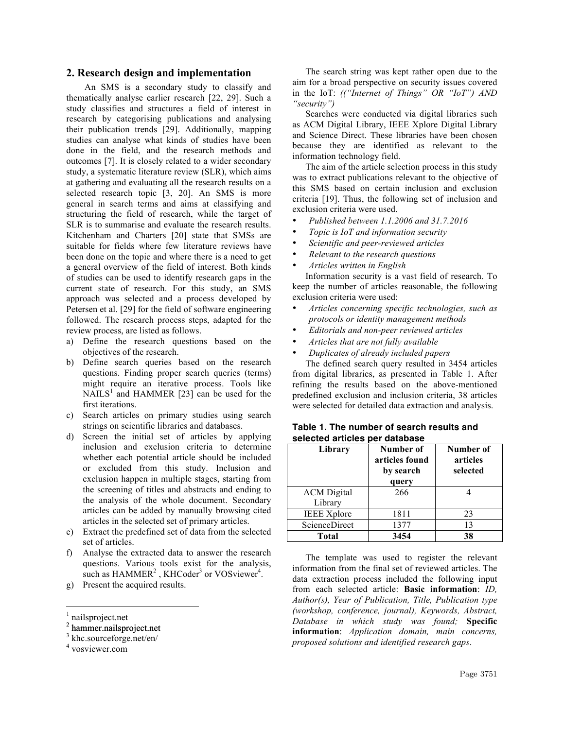## 2. Research design and implementation

An SMS is a secondary study to classify and thematically analyse earlier research [22, 29]. Such a study classifies and structures a field of interest in research by categorising publications and analysing their publication trends [29]. Additionally, mapping studies can analyse what kinds of studies have been done in the field, and the research methods and outcomes [7]. It is closely related to a wider secondary study, a systematic literature review (SLR), which aims at gathering and evaluating all the research results on a selected research topic [3, 20]. An SMS is more general in search terms and aims at classifying and structuring the field of research, while the target of SLR is to summarise and evaluate the research results. Kitchenham and Charters [20] state that SMSs are suitable for fields where few literature reviews have been done on the topic and where there is a need to get a general overview of the field of interest. Both kinds of studies can be used to identify research gaps in the current state of research. For this study, an SMS approach was selected and a process developed by Petersen et al. [29] for the field of software engineering followed. The research process steps, adapted for the review process, are listed as follows.

a) Define the research questions based on the objectives of the research.
b) Define search queries based on the research questions. Finding proper search queries (terms) might require an iterative process. Tools like NAILS[1] and HAMMER [23] can be used for the first iterations.
c) Search articles on primary studies using search strings on scientific libraries and databases.
d) Screen the initial set of articles by applying inclusion and exclusion criteria to determine whether each potential article should be included or excluded from this study. Inclusion and exclusion happen in multiple stages, starting from the screening of titles and abstracts and ending to the analysis of the whole document. Secondary articles can be added by manually browsing cited articles in the selected set of primary articles.
e) Extract the predefined set of data from the selected set of articles.
f) Analyse the extracted data to answer the research questions. Various tools exist for the analysis, such as HAMMER[2], KHCoder[3] or VOSviewer[4].
g) Present the acquired results.

The search string was kept rather open due to the aim for a broad perspective on security issues covered in the IoT: *((“Internet of Things” OR “IoT”) AND “security”)*

Searches were conducted via digital libraries such as ACM Digital Library, IEEE Xplore Digital Library and Science Direct. These libraries have been chosen because they are identified as relevant to the information technology field.

The aim of the article selection process in this study was to extract publications relevant to the objective of this SMS based on certain inclusion and exclusion criteria [19]. Thus, the following set of inclusion and exclusion criteria were used.

- *Published between 1.1.2006 and 31.7.2016*
- *Topic is IoT and information security*
- *Scientific and peer-reviewed articles*
- *Relevant to the research questions*
- *Articles written in English*

Information security is a vast field of research. To keep the number of articles reasonable, the following exclusion criteria were used:

- *Articles concerning specific technologies, such as protocols or identity management methods*
- *Editorials and non-peer reviewed articles*
- *Articles that are not fully available*
- *Duplicates of already included papers*

The defined search query resulted in 3454 articles from digital libraries, as presented in Table 1. After refining the results based on the above-mentioned predefined exclusion and inclusion criteria, 38 articles were selected for detailed data extraction and analysis.

**Table 1. The number of search results and selected articles per database**

| Library | Number of articles found by search query | Number of articles selected |
|---|---|---|
| ACM Digital Library | 266 | 4 |
| IEEE Xplore | 1811 | 23 |
| ScienceDirect | 1377 | 13 |
| **Total** | **3454** | **38** |

The template was used to register the relevant information from the final set of reviewed articles. The data extraction process included the following input from each selected article: **Basic information**: *ID, Author(s), Year of Publication, Title, Publication type (workshop, conference, journal), Keywords, Abstract, Database in which study was found;* **Specific information**: *Application domain, main concerns, proposed solutions and identified research gaps*.

---

[1] nailsproject.net
[2] hammer.nailsproject.net
[3] khc.sourceforge.net/en/
[4] vosviewer.com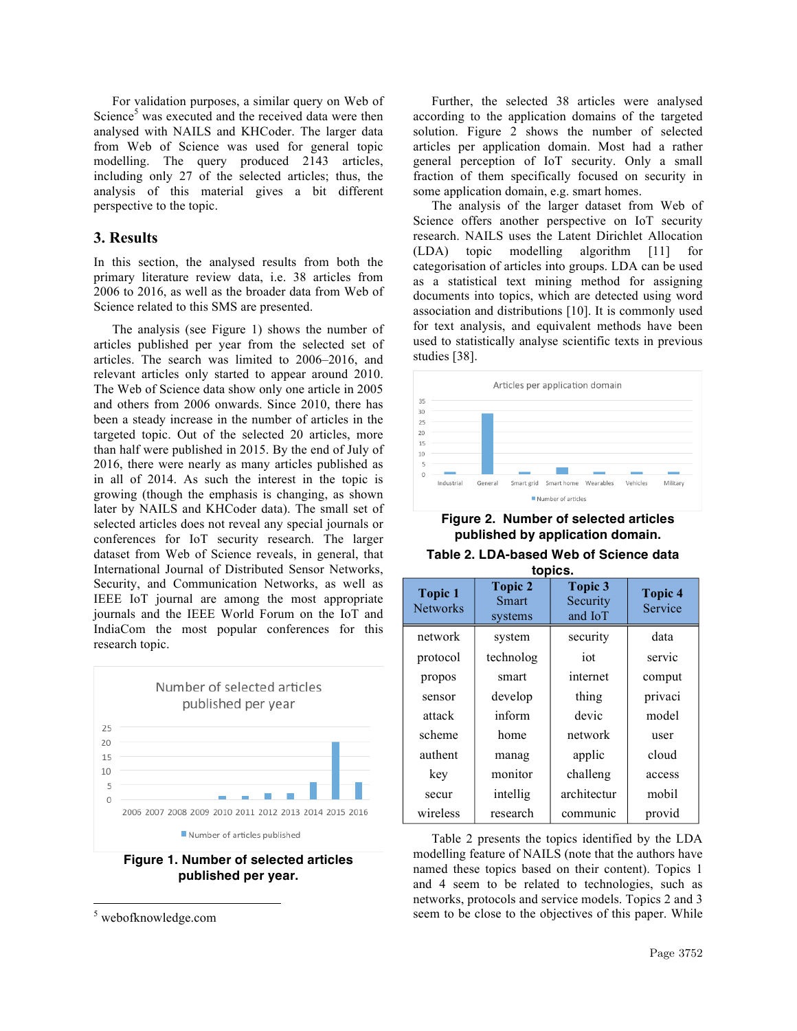For validation purposes, a similar query on Web of Science[5] was executed and the received data were then analysed with NAILS and KHCoder. The larger data from Web of Science was used for general topic modelling. The query produced 2143 articles, including only 27 of the selected articles; thus, the analysis of this material gives a bit different perspective to the topic.

## 3. Results

In this section, the analysed results from both the primary literature review data, i.e. 38 articles from 2006 to 2016, as well as the broader data from Web of Science related to this SMS are presented.

The analysis (see Figure 1) shows the number of articles published per year from the selected set of articles. The search was limited to 2006–2016, and relevant articles only started to appear around 2010. The Web of Science data show only one article in 2005 and others from 2006 onwards. Since 2010, there has been a steady increase in the number of articles in the targeted topic. Out of the selected 20 articles, more than half were published in 2015. By the end of July of 2016, there were nearly as many articles published as in all of 2014. As such the interest in the topic is growing (though the emphasis is changing, as shown later by NAILS and KHCoder data). The small set of selected articles does not reveal any special journals or conferences for IoT security research. The larger dataset from Web of Science reveals, in general, that International Journal of Distributed Sensor Networks, Security, and Communication Networks, as well as IEEE IoT journal are among the most appropriate journals and the IEEE World Forum on the IoT and IndiaCom the most popular conferences for this research topic.

**Figure 1. Number of selected articles published per year.**

Further, the selected 38 articles were analysed according to the application domains of the targeted solution. Figure 2 shows the number of selected articles per application domain. Most had a rather general perception of IoT security. Only a small fraction of them specifically focused on security in some application domain, e.g. smart homes.

The analysis of the larger dataset from Web of Science offers another perspective on IoT security research. NAILS uses the Latent Dirichlet Allocation (LDA) topic modelling algorithm [11] for categorisation of articles into groups. LDA can be used as a statistical text mining method for assigning documents into topics, which are detected using word association and distributions [10]. It is commonly used for text analysis, and equivalent methods have been used to statistically analyse scientific texts in previous studies [38].

**Figure 2. Number of selected articles published by application domain.**

**Table 2. LDA-based Web of Science data topics.**

| Topic 1 Networks | Topic 2 Smart systems | Topic 3 Security and IoT | Topic 4 Service |
|---|---|---|---|
| network | system | security | data |
| protocol | technolog | iot | servic |
| propos | smart | internet | comput |
| sensor | develop | thing | privaci |
| attack | inform | devic | model |
| scheme | home | network | user |
| authent | manag | applic | cloud |
| key | monitor | challeng | access |
| secur | intellig | architectur | mobil |
| wireless | research | communic | provid |

Table 2 presents the topics identified by the LDA modelling feature of NAILS (note that the authors have named these topics based on their content). Topics 1 and 4 seem to be related to technologies, such as networks, protocols and service models. Topics 2 and 3 seem to be close to the objectives of this paper. While

[5] webofknowledge.com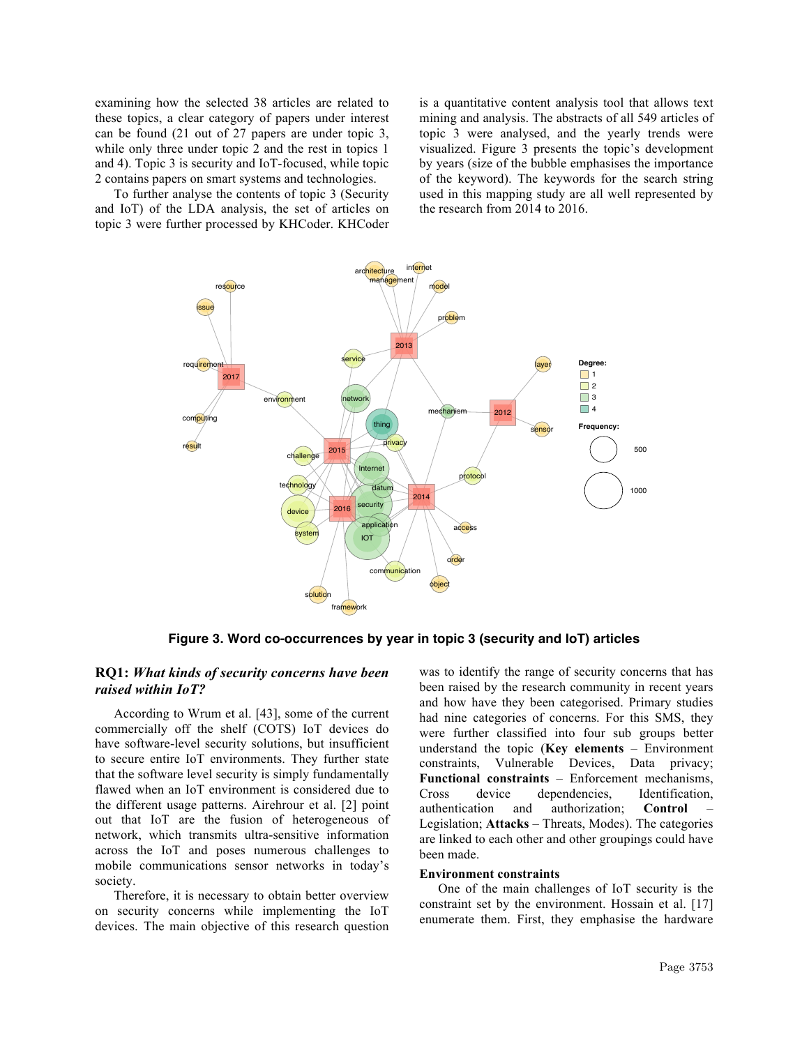examining how the selected 38 articles are related to these topics, a clear category of papers under interest can be found (21 out of 27 papers are under topic 3, while only three under topic 2 and the rest in topics 1 and 4). Topic 3 is security and IoT-focused, while topic 2 contains papers on smart systems and technologies.

To further analyse the contents of topic 3 (Security and IoT) of the LDA analysis, the set of articles on topic 3 were further processed by KHCoder. KHCoder is a quantitative content analysis tool that allows text mining and analysis. The abstracts of all 549 articles of topic 3 were analysed, and the yearly trends were visualized. Figure 3 presents the topic's development by years (size of the bubble emphasises the importance of the keyword). The keywords for the search string used in this mapping study are all well represented by the research from 2014 to 2016.

**Figure 3. Word co-occurrences by year in topic 3 (security and IoT) articles**

### RQ1: *What kinds of security concerns have been raised within IoT?*

According to Wrum et al. [43], some of the current commercially off the shelf (COTS) IoT devices do have software-level security solutions, but insufficient to secure entire IoT environments. They further state that the software level security is simply fundamentally flawed when an IoT environment is considered due to the different usage patterns. Airehrour et al. [2] point out that IoT are the fusion of heterogeneous of network, which transmits ultra-sensitive information across the IoT and poses numerous challenges to mobile communications sensor networks in today's society.

Therefore, it is necessary to obtain better overview on security concerns while implementing the IoT devices. The main objective of this research question was to identify the range of security concerns that has been raised by the research community in recent years and how have they been categorised. Primary studies had nine categories of concerns. For this SMS, they were further classified into four sub groups better understand the topic (**Key elements** – Environment constraints, Vulnerable Devices, Data privacy; **Functional constraints** – Enforcement mechanisms, Cross device dependencies, Identification, authentication and authorization; **Control** – Legislation; **Attacks** – Threats, Modes). The categories are linked to each other and other groupings could have been made.

**Environment constraints**

One of the main challenges of IoT security is the constraint set by the environment. Hossain et al. [17] enumerate them. First, they emphasise the hardware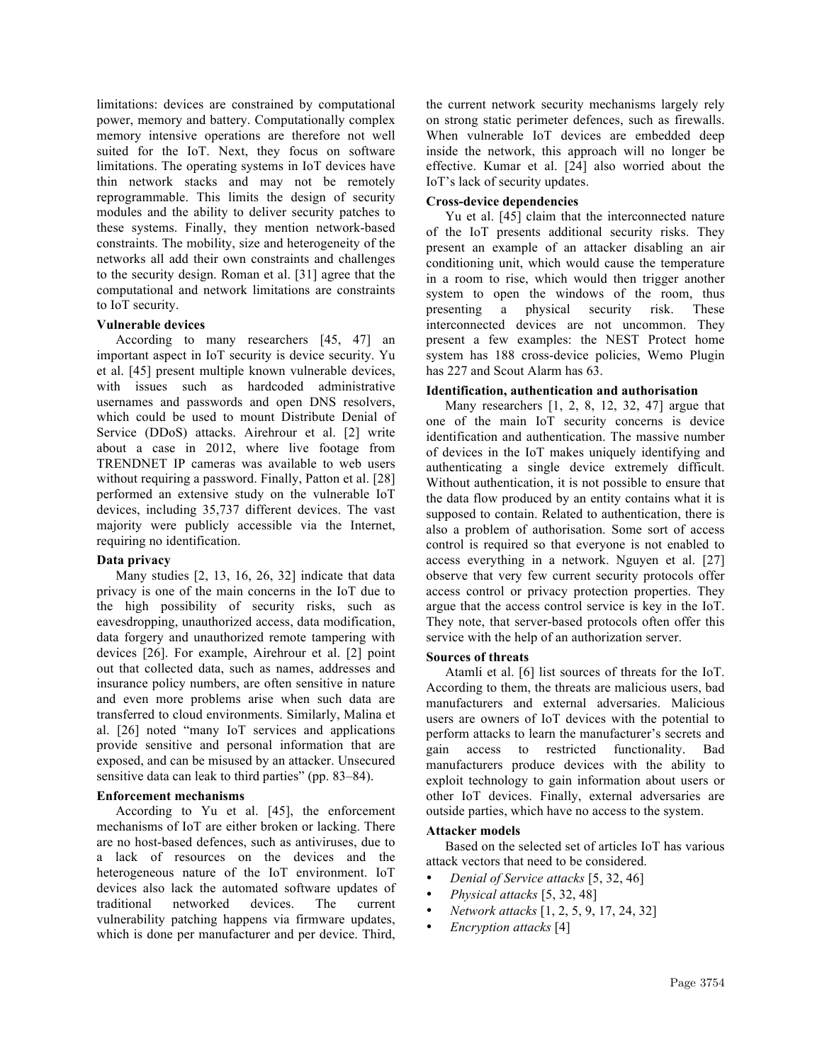limitations: devices are constrained by computational power, memory and battery. Computationally complex memory intensive operations are therefore not well suited for the IoT. Next, they focus on software limitations. The operating systems in IoT devices have thin network stacks and may not be remotely reprogrammable. This limits the design of security modules and the ability to deliver security patches to these systems. Finally, they mention network-based constraints. The mobility, size and heterogeneity of the networks all add their own constraints and challenges to the security design. Roman et al. [31] agree that the computational and network limitations are constraints to IoT security.

**Vulnerable devices**

According to many researchers [45, 47] an important aspect in IoT security is device security. Yu et al. [45] present multiple known vulnerable devices, with issues such as hardcoded administrative usernames and passwords and open DNS resolvers, which could be used to mount Distribute Denial of Service (DDoS) attacks. Airehrour et al. [2] write about a case in 2012, where live footage from TRENDNET IP cameras was available to web users without requiring a password. Finally, Patton et al. [28] performed an extensive study on the vulnerable IoT devices, including 35,737 different devices. The vast majority were publicly accessible via the Internet, requiring no identification.

**Data privacy**

Many studies [2, 13, 16, 26, 32] indicate that data privacy is one of the main concerns in the IoT due to the high possibility of security risks, such as eavesdropping, unauthorized access, data modification, data forgery and unauthorized remote tampering with devices [26]. For example, Airehrour et al. [2] point out that collected data, such as names, addresses and insurance policy numbers, are often sensitive in nature and even more problems arise when such data are transferred to cloud environments. Similarly, Malina et al. [26] noted "many IoT services and applications provide sensitive and personal information that are exposed, and can be misused by an attacker. Unsecured sensitive data can leak to third parties" (pp. 83–84).

**Enforcement mechanisms**

According to Yu et al. [45], the enforcement mechanisms of IoT are either broken or lacking. There are no host-based defences, such as antiviruses, due to a lack of resources on the devices and the heterogeneous nature of the IoT environment. IoT devices also lack the automated software updates of traditional networked devices. The current vulnerability patching happens via firmware updates, which is done per manufacturer and per device. Third, the current network security mechanisms largely rely on strong static perimeter defences, such as firewalls. When vulnerable IoT devices are embedded deep inside the network, this approach will no longer be effective. Kumar et al. [24] also worried about the IoT's lack of security updates.

**Cross-device dependencies**

Yu et al. [45] claim that the interconnected nature of the IoT presents additional security risks. They present an example of an attacker disabling an air conditioning unit, which would cause the temperature in a room to rise, which would then trigger another system to open the windows of the room, thus presenting a physical security risk. These interconnected devices are not uncommon. They present a few examples: the NEST Protect home system has 188 cross-device policies, Wemo Plugin has 227 and Scout Alarm has 63.

**Identification, authentication and authorisation**

Many researchers [1, 2, 8, 12, 32, 47] argue that one of the main IoT security concerns is device identification and authentication. The massive number of devices in the IoT makes uniquely identifying and authenticating a single device extremely difficult. Without authentication, it is not possible to ensure that the data flow produced by an entity contains what it is supposed to contain. Related to authentication, there is also a problem of authorisation. Some sort of access control is required so that everyone is not enabled to access everything in a network. Nguyen et al. [27] observe that very few current security protocols offer access control or privacy protection properties. They argue that the access control service is key in the IoT. They note, that server-based protocols often offer this service with the help of an authorization server.

**Sources of threats**

Atamli et al. [6] list sources of threats for the IoT. According to them, the threats are malicious users, bad manufacturers and external adversaries. Malicious users are owners of IoT devices with the potential to perform attacks to learn the manufacturer's secrets and gain access to restricted functionality. Bad manufacturers produce devices with the ability to exploit technology to gain information about users or other IoT devices. Finally, external adversaries are outside parties, which have no access to the system.

**Attacker models**

Based on the selected set of articles IoT has various attack vectors that need to be considered.

- *Denial of Service attacks* [5, 32, 46]
- *Physical attacks* [5, 32, 48]
- *Network attacks* [1, 2, 5, 9, 17, 24, 32]
- *Encryption attacks* [4]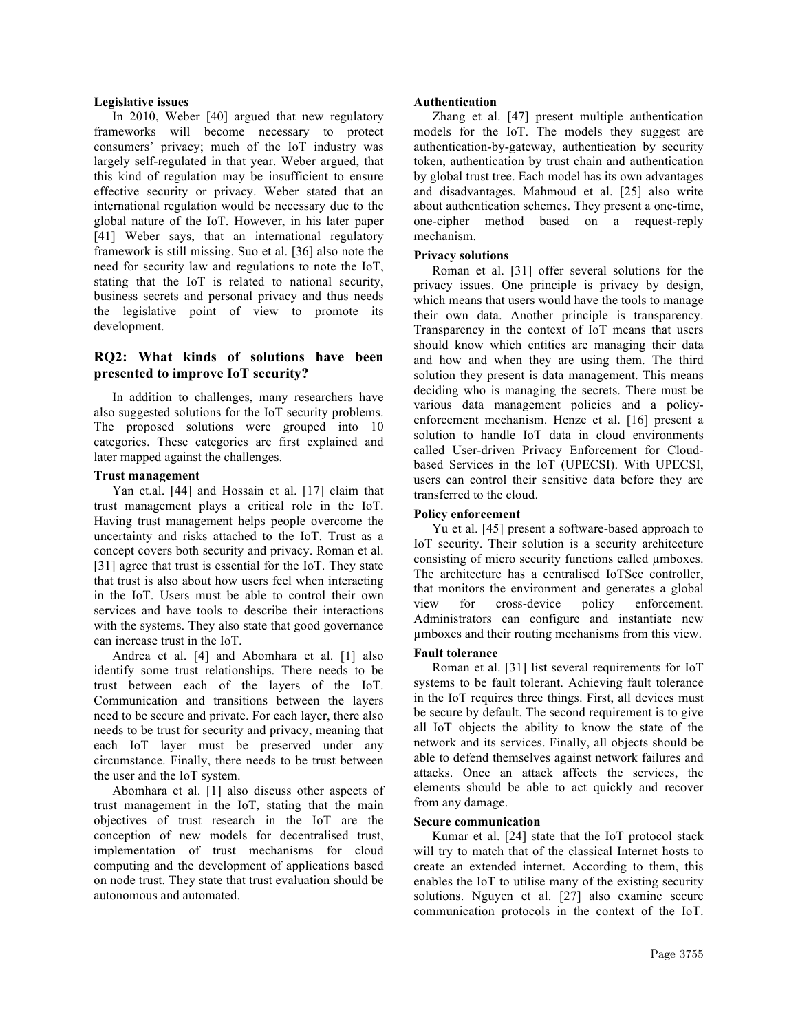**Legislative issues**

In 2010, Weber [40] argued that new regulatory frameworks will become necessary to protect consumers' privacy; much of the IoT industry was largely self-regulated in that year. Weber argued, that this kind of regulation may be insufficient to ensure effective security or privacy. Weber stated that an international regulation would be necessary due to the global nature of the IoT. However, in his later paper [41] Weber says, that an international regulatory framework is still missing. Suo et al. [36] also note the need for security law and regulations to note the IoT, stating that the IoT is related to national security, business secrets and personal privacy and thus needs the legislative point of view to promote its development.

## RQ2: What kinds of solutions have been presented to improve IoT security?

In addition to challenges, many researchers have also suggested solutions for the IoT security problems. The proposed solutions were grouped into 10 categories. These categories are first explained and later mapped against the challenges.

**Trust management**

Yan et.al. [44] and Hossain et al. [17] claim that trust management plays a critical role in the IoT. Having trust management helps people overcome the uncertainty and risks attached to the IoT. Trust as a concept covers both security and privacy. Roman et al. [31] agree that trust is essential for the IoT. They state that trust is also about how users feel when interacting in the IoT. Users must be able to control their own services and have tools to describe their interactions with the systems. They also state that good governance can increase trust in the IoT.

Andrea et al. [4] and Abomhara et al. [1] also identify some trust relationships. There needs to be trust between each of the layers of the IoT. Communication and transitions between the layers need to be secure and private. For each layer, there also needs to be trust for security and privacy, meaning that each IoT layer must be preserved under any circumstance. Finally, there needs to be trust between the user and the IoT system.

Abomhara et al. [1] also discuss other aspects of trust management in the IoT, stating that the main objectives of trust research in the IoT are the conception of new models for decentralised trust, implementation of trust mechanisms for cloud computing and the development of applications based on node trust. They state that trust evaluation should be autonomous and automated.

**Authentication**

Zhang et al. [47] present multiple authentication models for the IoT. The models they suggest are authentication-by-gateway, authentication by security token, authentication by trust chain and authentication by global trust tree. Each model has its own advantages and disadvantages. Mahmoud et al. [25] also write about authentication schemes. They present a one-time, one-cipher method based on a request-reply mechanism.

**Privacy solutions**

Roman et al. [31] offer several solutions for the privacy issues. One principle is privacy by design, which means that users would have the tools to manage their own data. Another principle is transparency. Transparency in the context of IoT means that users should know which entities are managing their data and how and when they are using them. The third solution they present is data management. This means deciding who is managing the secrets. There must be various data management policies and a policy-enforcement mechanism. Henze et al. [16] present a solution to handle IoT data in cloud environments called User-driven Privacy Enforcement for Cloud-based Services in the IoT (UPECSI). With UPECSI, users can control their sensitive data before they are transferred to the cloud.

**Policy enforcement**

Yu et al. [45] present a software-based approach to IoT security. Their solution is a security architecture consisting of micro security functions called μmboxes. The architecture has a centralised IoTSec controller, that monitors the environment and generates a global view for cross-device policy enforcement. Administrators can configure and instantiate new μmboxes and their routing mechanisms from this view.

**Fault tolerance**

Roman et al. [31] list several requirements for IoT systems to be fault tolerant. Achieving fault tolerance in the IoT requires three things. First, all devices must be secure by default. The second requirement is to give all IoT objects the ability to know the state of the network and its services. Finally, all objects should be able to defend themselves against network failures and attacks. Once an attack affects the services, the elements should be able to act quickly and recover from any damage.

**Secure communication**

Kumar et al. [24] state that the IoT protocol stack will try to match that of the classical Internet hosts to create an extended internet. According to them, this enables the IoT to utilise many of the existing security solutions. Nguyen et al. [27] also examine secure communication protocols in the context of the IoT.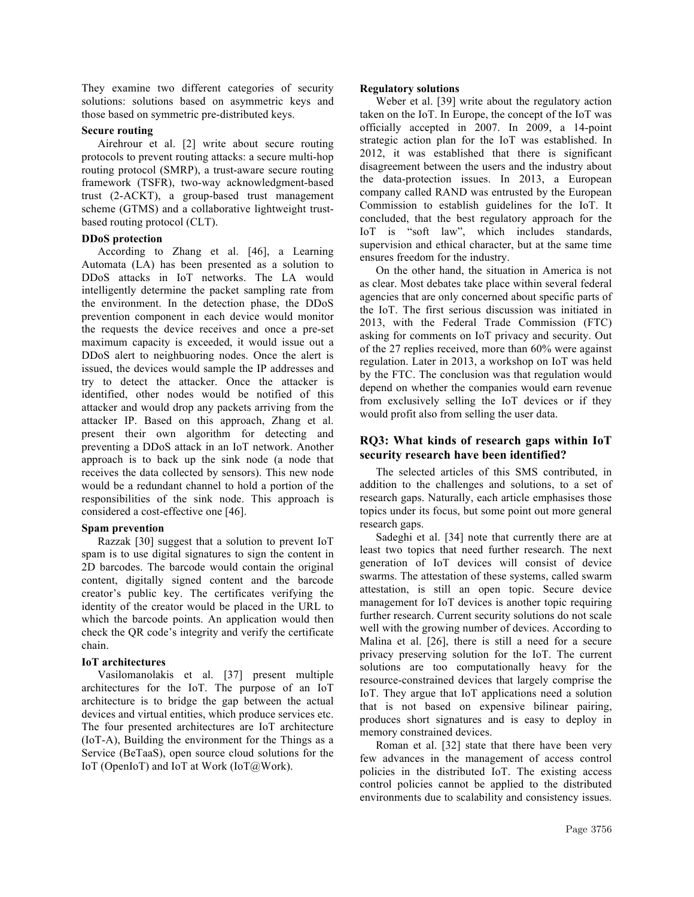They examine two different categories of security solutions: solutions based on asymmetric keys and those based on symmetric pre-distributed keys.

**Secure routing**

Airehrour et al. [2] write about secure routing protocols to prevent routing attacks: a secure multi-hop routing protocol (SMRP), a trust-aware secure routing framework (TSFR), two-way acknowledgment-based trust (2-ACKT), a group-based trust management scheme (GTMS) and a collaborative lightweight trust-based routing protocol (CLT).

**DDoS protection**

According to Zhang et al. [46], a Learning Automata (LA) has been presented as a solution to DDoS attacks in IoT networks. The LA would intelligently determine the packet sampling rate from the environment. In the detection phase, the DDoS prevention component in each device would monitor the requests the device receives and once a pre-set maximum capacity is exceeded, it would issue out a DDoS alert to neighbouring nodes. Once the alert is issued, the devices would sample the IP addresses and try to detect the attacker. Once the attacker is identified, other nodes would be notified of this attacker and would drop any packets arriving from the attacker IP. Based on this approach, Zhang et al. present their own algorithm for detecting and preventing a DDoS attack in an IoT network. Another approach is to back up the sink node (a node that receives the data collected by sensors). This new node would be a redundant channel to hold a portion of the responsibilities of the sink node. This approach is considered a cost-effective one [46].

**Spam prevention**

Razzak [30] suggest that a solution to prevent IoT spam is to use digital signatures to sign the content in 2D barcodes. The barcode would contain the original content, digitally signed content and the barcode creator's public key. The certificates verifying the identity of the creator would be placed in the URL to which the barcode points. An application would then check the QR code's integrity and verify the certificate chain.

**IoT architectures**

Vasilomanolakis et al. [37] present multiple architectures for the IoT. The purpose of an IoT architecture is to bridge the gap between the actual devices and virtual entities, which produce services etc. The four presented architectures are IoT architecture (IoT-A), Building the environment for the Things as a Service (BeTaaS), open source cloud solutions for the IoT (OpenIoT) and IoT at Work (IoT@Work).

**Regulatory solutions**

Weber et al. [39] write about the regulatory action taken on the IoT. In Europe, the concept of the IoT was officially accepted in 2007. In 2009, a 14-point strategic action plan for the IoT was established. In 2012, it was established that there is significant disagreement between the users and the industry about the data-protection issues. In 2013, a European company called RAND was entrusted by the European Commission to establish guidelines for the IoT. It concluded, that the best regulatory approach for the IoT is "soft law", which includes standards, supervision and ethical character, but at the same time ensures freedom for the industry.

On the other hand, the situation in America is not as clear. Most debates take place within several federal agencies that are only concerned about specific parts of the IoT. The first serious discussion was initiated in 2013, with the Federal Trade Commission (FTC) asking for comments on IoT privacy and security. Out of the 27 replies received, more than 60% were against regulation. Later in 2013, a workshop on IoT was held by the FTC. The conclusion was that regulation would depend on whether the companies would earn revenue from exclusively selling the IoT devices or if they would profit also from selling the user data.

## RQ3: What kinds of research gaps within IoT security research have been identified?

The selected articles of this SMS contributed, in addition to the challenges and solutions, to a set of research gaps. Naturally, each article emphasises those topics under its focus, but some point out more general research gaps.

Sadeghi et al. [34] note that currently there are at least two topics that need further research. The next generation of IoT devices will consist of device swarms. The attestation of these systems, called swarm attestation, is still an open topic. Secure device management for IoT devices is another topic requiring further research. Current security solutions do not scale well with the growing number of devices. According to Malina et al. [26], there is still a need for a secure privacy preserving solution for the IoT. The current solutions are too computationally heavy for the resource-constrained devices that largely comprise the IoT. They argue that IoT applications need a solution that is not based on expensive bilinear pairing, produces short signatures and is easy to deploy in memory constrained devices.

Roman et al. [32] state that there have been very few advances in the management of access control policies in the distributed IoT. The existing access control policies cannot be applied to the distributed environments due to scalability and consistency issues.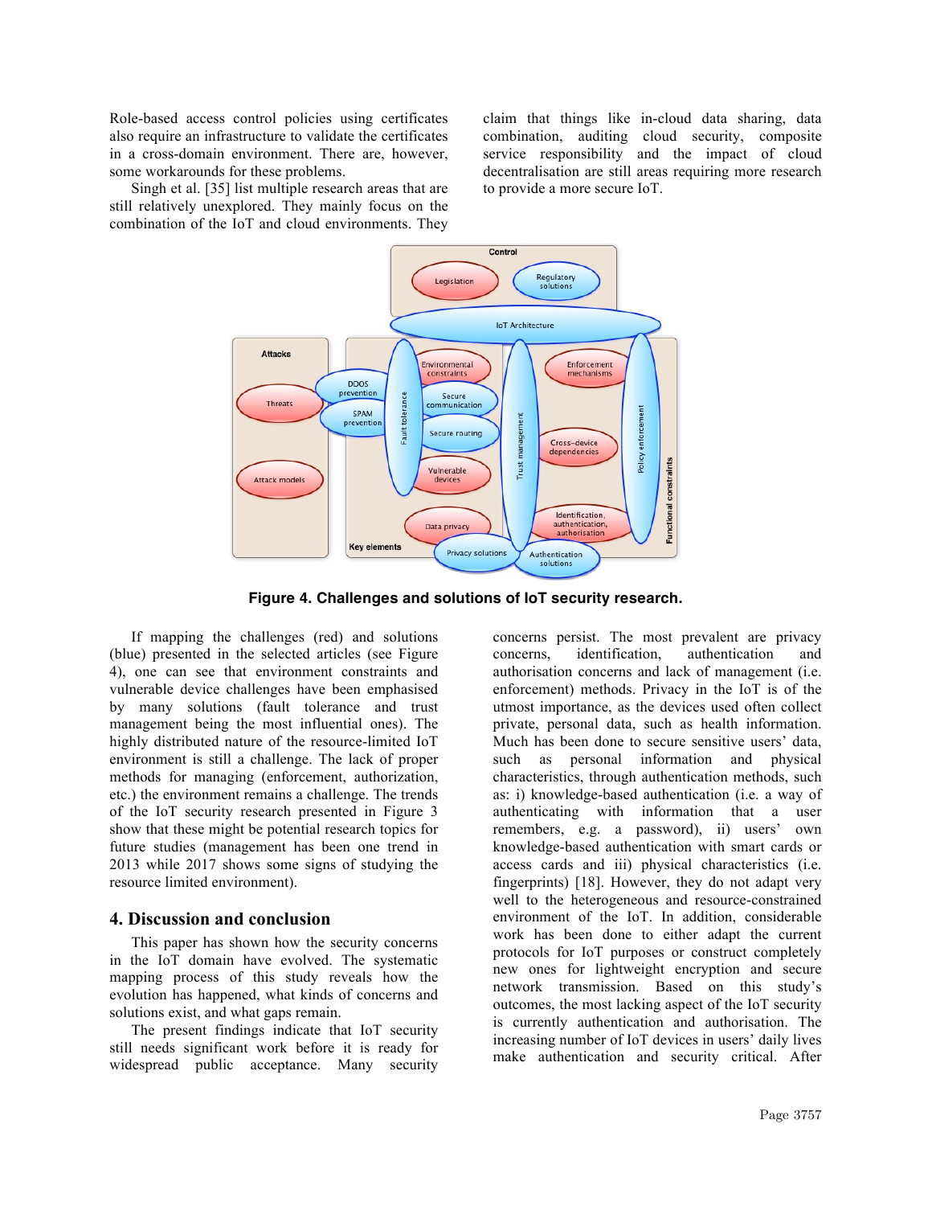Role-based access control policies using certificates also require an infrastructure to validate the certificates in a cross-domain environment. There are, however, some workarounds for these problems.

Singh et al. [35] list multiple research areas that are still relatively unexplored. They mainly focus on the combination of the IoT and cloud environments. They claim that things like in-cloud data sharing, data combination, auditing cloud security, composite service responsibility and the impact of cloud decentralisation are still areas requiring more research to provide a more secure IoT.

**Figure 4. Challenges and solutions of IoT security research.**

If mapping the challenges (red) and solutions (blue) presented in the selected articles (see Figure 4), one can see that environment constraints and vulnerable device challenges have been emphasised by many solutions (fault tolerance and trust management being the most influential ones). The highly distributed nature of the resource-limited IoT environment is still a challenge. The lack of proper methods for managing (enforcement, authorization, etc.) the environment remains a challenge. The trends of the IoT security research presented in Figure 3 show that these might be potential research topics for future studies (management has been one trend in 2013 while 2017 shows some signs of studying the resource limited environment).

## 4. Discussion and conclusion

This paper has shown how the security concerns in the IoT domain have evolved. The systematic mapping process of this study reveals how the evolution has happened, what kinds of concerns and solutions exist, and what gaps remain.

The present findings indicate that IoT security still needs significant work before it is ready for widespread public acceptance. Many security concerns persist. The most prevalent are privacy concerns, identification, authentication and authorisation concerns and lack of management (i.e. enforcement) methods. Privacy in the IoT is of the utmost importance, as the devices used often collect private, personal data, such as health information. Much has been done to secure sensitive users' data, such as personal information and physical characteristics, through authentication methods, such as: i) knowledge-based authentication (i.e. a way of authenticating with information that a user remembers, e.g. a password), ii) users' own knowledge-based authentication with smart cards or access cards and iii) physical characteristics (i.e. fingerprints) [18]. However, they do not adapt very well to the heterogeneous and resource-constrained environment of the IoT. In addition, considerable work has been done to either adapt the current protocols for IoT purposes or construct completely new ones for lightweight encryption and secure network transmission. Based on this study's outcomes, the most lacking aspect of the IoT security is currently authentication and authorisation. The increasing number of IoT devices in users' daily lives make authentication and security critical. After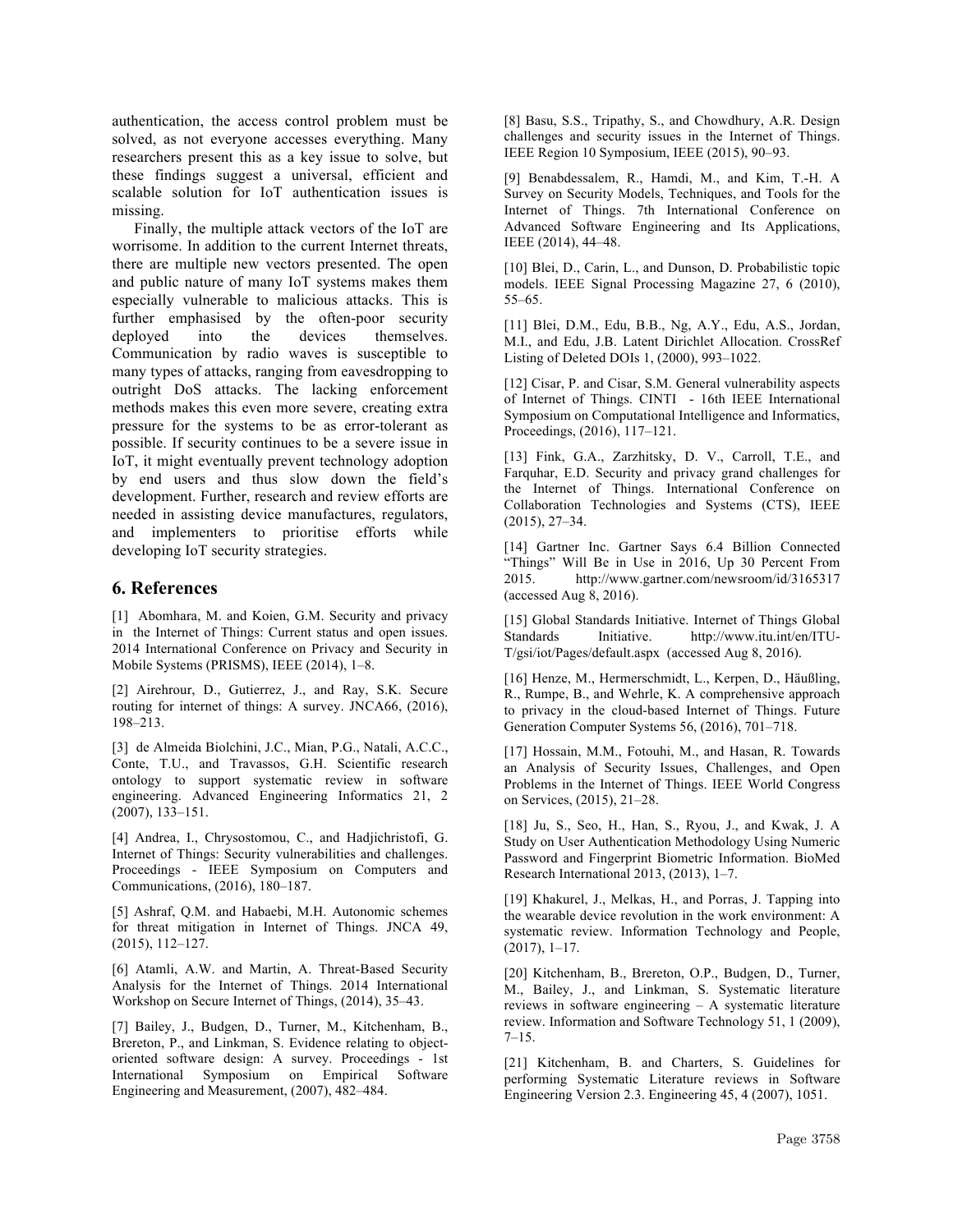authentication, the access control problem must be solved, as not everyone accesses everything. Many researchers present this as a key issue to solve, but these findings suggest a universal, efficient and scalable solution for IoT authentication issues is missing.

Finally, the multiple attack vectors of the IoT are worrisome. In addition to the current Internet threats, there are multiple new vectors presented. The open and public nature of many IoT systems makes them especially vulnerable to malicious attacks. This is further emphasised by the often-poor security deployed into the devices themselves. Communication by radio waves is susceptible to many types of attacks, ranging from eavesdropping to outright DoS attacks. The lacking enforcement methods makes this even more severe, creating extra pressure for the systems to be as error-tolerant as possible. If security continues to be a severe issue in IoT, it might eventually prevent technology adoption by end users and thus slow down the field's development. Further, research and review efforts are needed in assisting device manufactures, regulators, and implementers to prioritise efforts while developing IoT security strategies.

## 6. References

[1] Abomhara, M. and Koien, G.M. Security and privacy in the Internet of Things: Current status and open issues. 2014 International Conference on Privacy and Security in Mobile Systems (PRISMS), IEEE (2014), 1–8.

[2] Airehrour, D., Gutierrez, J., and Ray, S.K. Secure routing for internet of things: A survey. JNCA66, (2016), 198–213.

[3] de Almeida Biolchini, J.C., Mian, P.G., Natali, A.C.C., Conte, T.U., and Travassos, G.H. Scientific research ontology to support systematic review in software engineering. Advanced Engineering Informatics 21, 2 (2007), 133–151.

[4] Andrea, I., Chrysostomou, C., and Hadjichristofi, G. Internet of Things: Security vulnerabilities and challenges. Proceedings - IEEE Symposium on Computers and Communications, (2016), 180–187.

[5] Ashraf, Q.M. and Habaebi, M.H. Autonomic schemes for threat mitigation in Internet of Things. JNCA 49, (2015), 112–127.

[6] Atamli, A.W. and Martin, A. Threat-Based Security Analysis for the Internet of Things. 2014 International Workshop on Secure Internet of Things, (2014), 35–43.

[7] Bailey, J., Budgen, D., Turner, M., Kitchenham, B., Brereton, P., and Linkman, S. Evidence relating to object-oriented software design: A survey. Proceedings - 1st International Symposium on Empirical Software Engineering and Measurement, (2007), 482–484.

[8] Basu, S.S., Tripathy, S., and Chowdhury, A.R. Design challenges and security issues in the Internet of Things. IEEE Region 10 Symposium, IEEE (2015), 90–93.

[9] Benabdessalem, R., Hamdi, M., and Kim, T.-H. A Survey on Security Models, Techniques, and Tools for the Internet of Things. 7th International Conference on Advanced Software Engineering and Its Applications, IEEE (2014), 44–48.

[10] Blei, D., Carin, L., and Dunson, D. Probabilistic topic models. IEEE Signal Processing Magazine 27, 6 (2010), 55–65.

[11] Blei, D.M., Edu, B.B., Ng, A.Y., Edu, A.S., Jordan, M.I., and Edu, J.B. Latent Dirichlet Allocation. CrossRef Listing of Deleted DOIs 1, (2000), 993–1022.

[12] Cisar, P. and Cisar, S.M. General vulnerability aspects of Internet of Things. CINTI - 16th IEEE International Symposium on Computational Intelligence and Informatics, Proceedings, (2016), 117–121.

[13] Fink, G.A., Zarzhitsky, D. V., Carroll, T.E., and Farquhar, E.D. Security and privacy grand challenges for the Internet of Things. International Conference on Collaboration Technologies and Systems (CTS), IEEE (2015), 27–34.

[14] Gartner Inc. Gartner Says 6.4 Billion Connected "Things" Will Be in Use in 2016, Up 30 Percent From 2015. http://www.gartner.com/newsroom/id/3165317 (accessed Aug 8, 2016).

[15] Global Standards Initiative. Internet of Things Global Standards Initiative. http://www.itu.int/en/ITU-T/gsi/iot/Pages/default.aspx (accessed Aug 8, 2016).

[16] Henze, M., Hermerschmidt, L., Kerpen, D., Häußling, R., Rumpe, B., and Wehrle, K. A comprehensive approach to privacy in the cloud-based Internet of Things. Future Generation Computer Systems 56, (2016), 701–718.

[17] Hossain, M.M., Fotouhi, M., and Hasan, R. Towards an Analysis of Security Issues, Challenges, and Open Problems in the Internet of Things. IEEE World Congress on Services, (2015), 21–28.

[18] Ju, S., Seo, H., Han, S., Ryou, J., and Kwak, J. A Study on User Authentication Methodology Using Numeric Password and Fingerprint Biometric Information. BioMed Research International 2013, (2013), 1–7.

[19] Khakurel, J., Melkas, H., and Porras, J. Tapping into the wearable device revolution in the work environment: A systematic review. Information Technology and People, (2017), 1–17.

[20] Kitchenham, B., Brereton, O.P., Budgen, D., Turner, M., Bailey, J., and Linkman, S. Systematic literature reviews in software engineering – A systematic literature review. Information and Software Technology 51, 1 (2009), 7–15.

[21] Kitchenham, B. and Charters, S. Guidelines for performing Systematic Literature reviews in Software Engineering Version 2.3. Engineering 45, 4 (2007), 1051.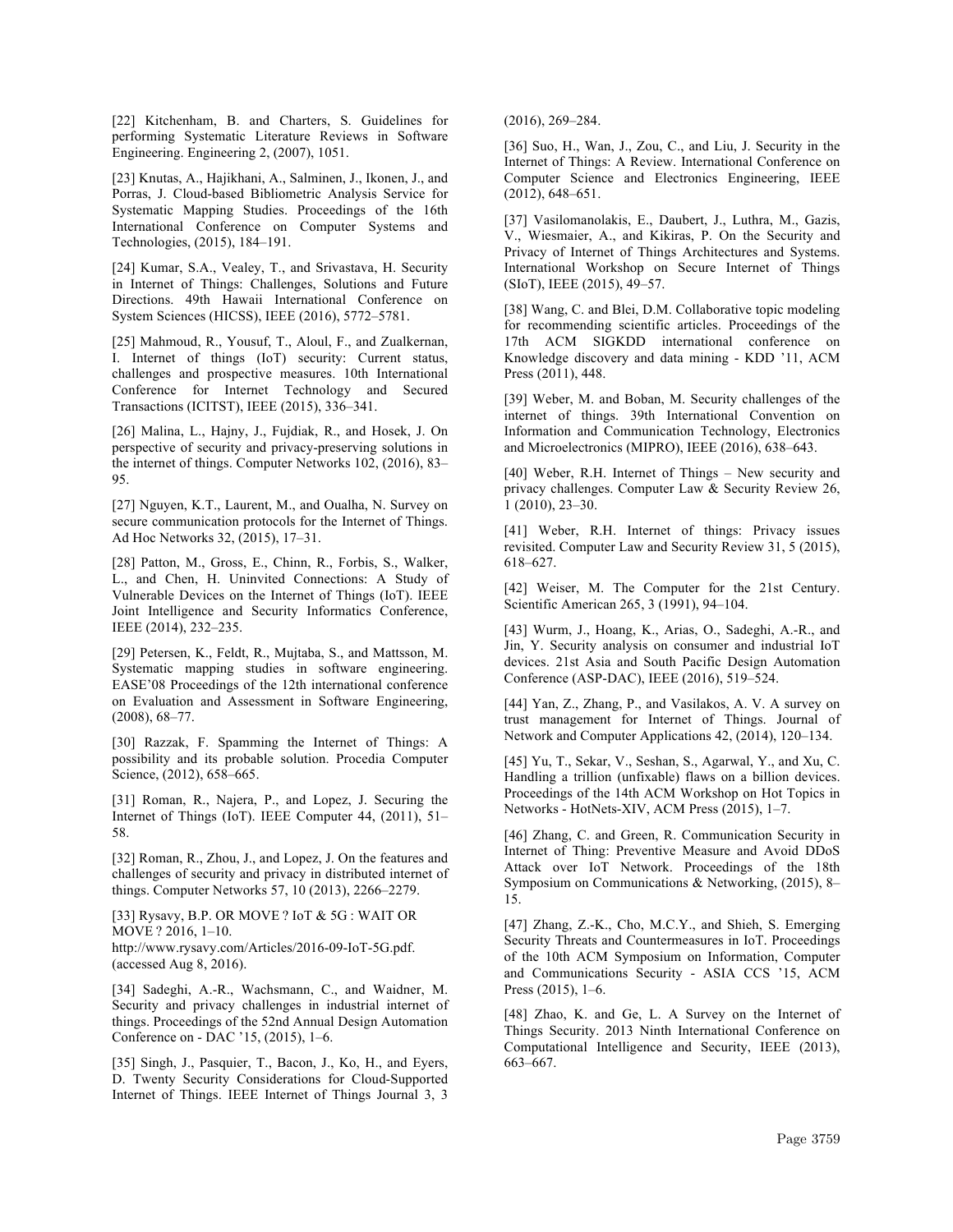[22] Kitchenham, B. and Charters, S. Guidelines for performing Systematic Literature Reviews in Software Engineering. Engineering 2, (2007), 1051.

[23] Knutas, A., Hajikhani, A., Salminen, J., Ikonen, J., and Porras, J. Cloud-based Bibliometric Analysis Service for Systematic Mapping Studies. Proceedings of the 16th International Conference on Computer Systems and Technologies, (2015), 184–191.

[24] Kumar, S.A., Vealey, T., and Srivastava, H. Security in Internet of Things: Challenges, Solutions and Future Directions. 49th Hawaii International Conference on System Sciences (HICSS), IEEE (2016), 5772–5781.

[25] Mahmoud, R., Yousuf, T., Aloul, F., and Zualkernan, I. Internet of things (IoT) security: Current status, challenges and prospective measures. 10th International Conference for Internet Technology and Secured Transactions (ICITST), IEEE (2015), 336–341.

[26] Malina, L., Hajny, J., Fujdiak, R., and Hosek, J. On perspective of security and privacy-preserving solutions in the internet of things. Computer Networks 102, (2016), 83–95.

[27] Nguyen, K.T., Laurent, M., and Oualha, N. Survey on secure communication protocols for the Internet of Things. Ad Hoc Networks 32, (2015), 17–31.

[28] Patton, M., Gross, E., Chinn, R., Forbis, S., Walker, L., and Chen, H. Uninvited Connections: A Study of Vulnerable Devices on the Internet of Things (IoT). IEEE Joint Intelligence and Security Informatics Conference, IEEE (2014), 232–235.

[29] Petersen, K., Feldt, R., Mujtaba, S., and Mattsson, M. Systematic mapping studies in software engineering. EASE'08 Proceedings of the 12th international conference on Evaluation and Assessment in Software Engineering, (2008), 68–77.

[30] Razzak, F. Spamming the Internet of Things: A possibility and its probable solution. Procedia Computer Science, (2012), 658–665.

[31] Roman, R., Najera, P., and Lopez, J. Securing the Internet of Things (IoT). IEEE Computer 44, (2011), 51–58.

[32] Roman, R., Zhou, J., and Lopez, J. On the features and challenges of security and privacy in distributed internet of things. Computer Networks 57, 10 (2013), 2266–2279.

[33] Rysavy, B.P. OR MOVE ? IoT & 5G : WAIT OR MOVE ? 2016, 1–10. http://www.rysavy.com/Articles/2016-09-IoT-5G.pdf. (accessed Aug 8, 2016).

[34] Sadeghi, A.-R., Wachsmann, C., and Waidner, M. Security and privacy challenges in industrial internet of things. Proceedings of the 52nd Annual Design Automation Conference on - DAC '15, (2015), 1–6.

[35] Singh, J., Pasquier, T., Bacon, J., Ko, H., and Eyers, D. Twenty Security Considerations for Cloud-Supported Internet of Things. IEEE Internet of Things Journal 3, 3 (2016), 269–284.

[36] Suo, H., Wan, J., Zou, C., and Liu, J. Security in the Internet of Things: A Review. International Conference on Computer Science and Electronics Engineering, IEEE (2012), 648–651.

[37] Vasilomanolakis, E., Daubert, J., Luthra, M., Gazis, V., Wiesmaier, A., and Kikiras, P. On the Security and Privacy of Internet of Things Architectures and Systems. International Workshop on Secure Internet of Things (SIoT), IEEE (2015), 49–57.

[38] Wang, C. and Blei, D.M. Collaborative topic modeling for recommending scientific articles. Proceedings of the 17th ACM SIGKDD international conference on Knowledge discovery and data mining - KDD '11, ACM Press (2011), 448.

[39] Weber, M. and Boban, M. Security challenges of the internet of things. 39th International Convention on Information and Communication Technology, Electronics and Microelectronics (MIPRO), IEEE (2016), 638–643.

[40] Weber, R.H. Internet of Things – New security and privacy challenges. Computer Law & Security Review 26, 1 (2010), 23–30.

[41] Weber, R.H. Internet of things: Privacy issues revisited. Computer Law and Security Review 31, 5 (2015), 618–627.

[42] Weiser, M. The Computer for the 21st Century. Scientific American 265, 3 (1991), 94–104.

[43] Wurm, J., Hoang, K., Arias, O., Sadeghi, A.-R., and Jin, Y. Security analysis on consumer and industrial IoT devices. 21st Asia and South Pacific Design Automation Conference (ASP-DAC), IEEE (2016), 519–524.

[44] Yan, Z., Zhang, P., and Vasilakos, A. V. A survey on trust management for Internet of Things. Journal of Network and Computer Applications 42, (2014), 120–134.

[45] Yu, T., Sekar, V., Seshan, S., Agarwal, Y., and Xu, C. Handling a trillion (unfixable) flaws on a billion devices. Proceedings of the 14th ACM Workshop on Hot Topics in Networks - HotNets-XIV, ACM Press (2015), 1–7.

[46] Zhang, C. and Green, R. Communication Security in Internet of Thing: Preventive Measure and Avoid DDoS Attack over IoT Network. Proceedings of the 18th Symposium on Communications & Networking, (2015), 8–15.

[47] Zhang, Z.-K., Cho, M.C.Y., and Shieh, S. Emerging Security Threats and Countermeasures in IoT. Proceedings of the 10th ACM Symposium on Information, Computer and Communications Security - ASIA CCS '15, ACM Press (2015), 1–6.

[48] Zhao, K. and Ge, L. A Survey on the Internet of Things Security. 2013 Ninth International Conference on Computational Intelligence and Security, IEEE (2013), 663–667.